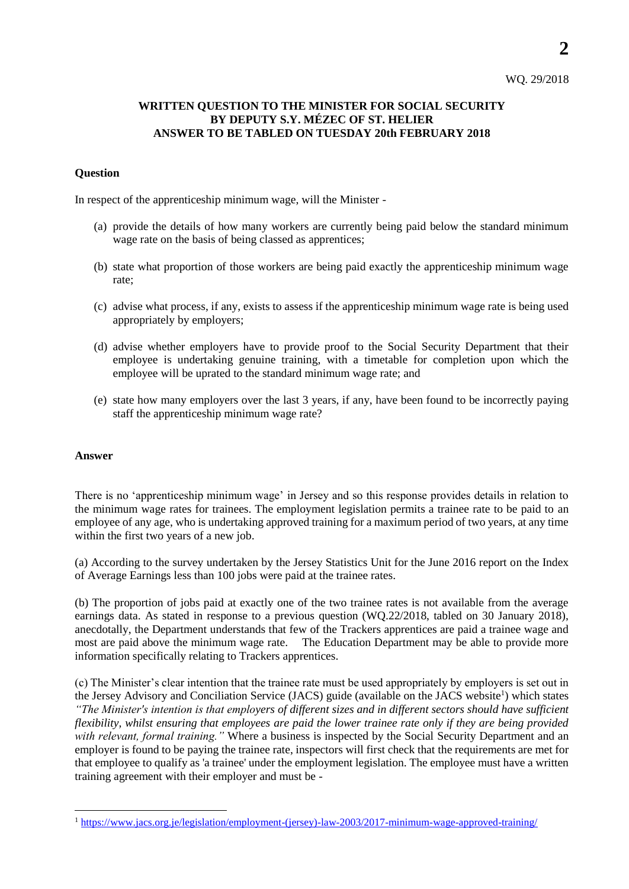WQ. 29/2018

**WRITTEN QUESTION TO THE MINISTER FOR SOCIAL SECURITY BY DEPUTY S.Y. MÉZEC OF ST. HELIER ANSWER TO BE TABLED ON TUESDAY 20th FEBRUARY 2018**

**Question**

In respect of the apprenticeship minimum wage, will the Minister -

(a) provide the details of how many workers are currently being paid below the standard minimum wage rate on the basis of being classed as apprentices;

(b) state what proportion of those workers are being paid exactly the apprenticeship minimum wage rate;

(c) advise what process, if any, exists to assess if the apprenticeship minimum wage rate is being used appropriately by employers;

(d) advise whether employers have to provide proof to the Social Security Department that their employee is undertaking genuine training, with a timetable for completion upon which the employee will be uprated to the standard minimum wage rate; and

(e) state how many employers over the last 3 years, if any, have been found to be incorrectly paying staff the apprenticeship minimum wage rate?

**Answer**

There is no 'apprenticeship minimum wage' in Jersey and so this response provides details in relation to the minimum wage rates for trainees. The employment legislation permits a trainee rate to be paid to an employee of any age, who is undertaking approved training for a maximum period of two years, at any time within the first two years of a new job.

(a) According to the survey undertaken by the Jersey Statistics Unit for the June 2016 report on the Index of Average Earnings less than 100 jobs were paid at the trainee rates.

(b) The proportion of jobs paid at exactly one of the two trainee rates is not available from the average earnings data. As stated in response to a previous question (WQ.22/2018, tabled on 30 January 2018), anecdotally, the Department understands that few of the Trackers apprentices are paid a trainee wage and most are paid above the minimum wage rate. The Education Department may be able to provide more information specifically relating to Trackers apprentices.

(c) The Minister's clear intention that the trainee rate must be used appropriately by employers is set out in the Jersey Advisory and Conciliation Service (JACS) guide (available on the JACS website[1]) which states *"The Minister's intention is that employers of different sizes and in different sectors should have sufficient flexibility, whilst ensuring that employees are paid the lower trainee rate only if they are being provided with relevant, formal training."* Where a business is inspected by the Social Security Department and an employer is found to be paying the trainee rate, inspectors will first check that the requirements are met for that employee to qualify as 'a trainee' under the employment legislation. The employee must have a written training agreement with their employer and must be -

[1] https://www.jacs.org.je/legislation/employment-(jersey)-law-2003/2017-minimum-wage-approved-training/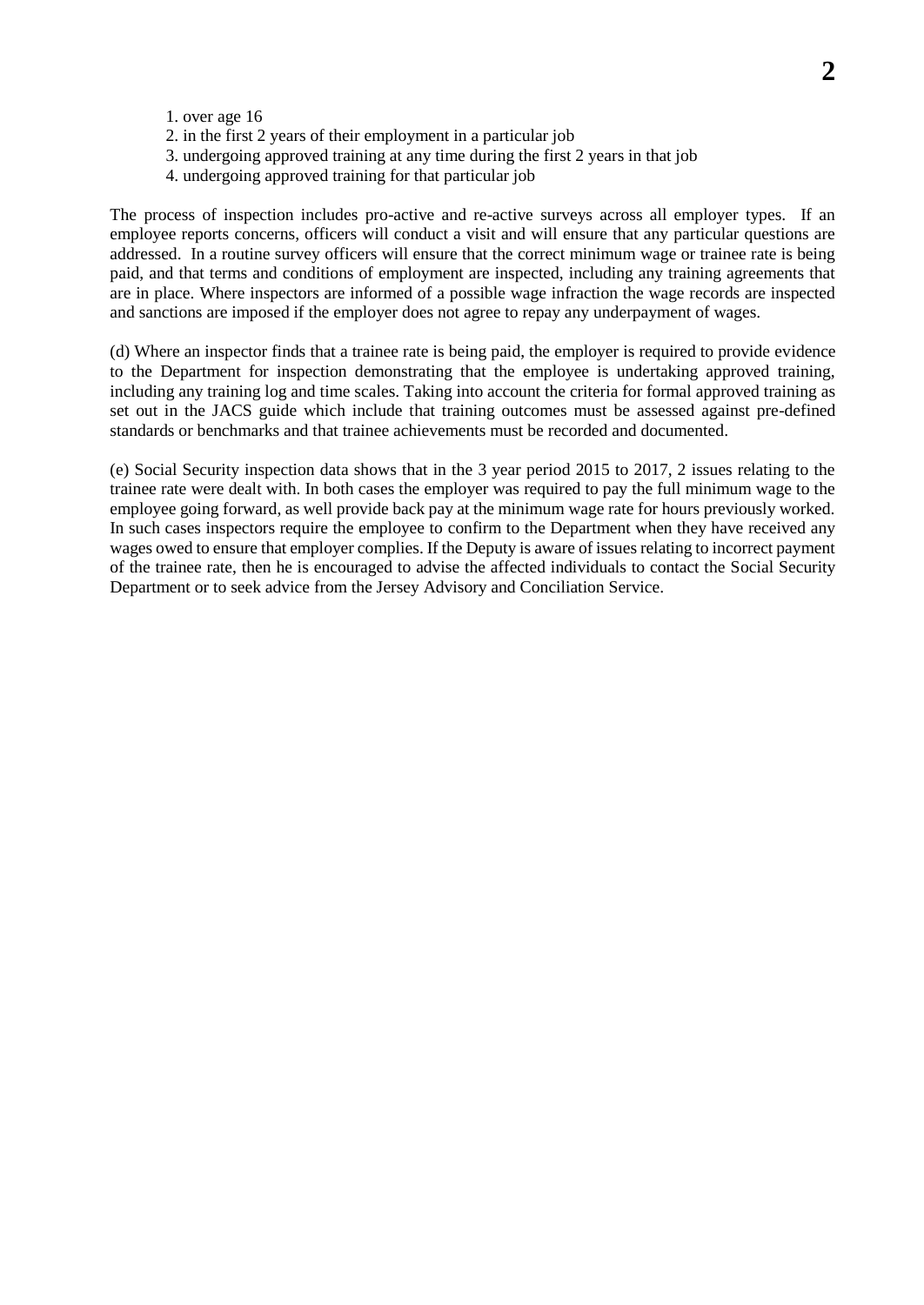1. over age 16
2. in the first 2 years of their employment in a particular job
3. undergoing approved training at any time during the first 2 years in that job
4. undergoing approved training for that particular job

The process of inspection includes pro-active and re-active surveys across all employer types. If an employee reports concerns, officers will conduct a visit and will ensure that any particular questions are addressed. In a routine survey officers will ensure that the correct minimum wage or trainee rate is being paid, and that terms and conditions of employment are inspected, including any training agreements that are in place. Where inspectors are informed of a possible wage infraction the wage records are inspected and sanctions are imposed if the employer does not agree to repay any underpayment of wages.

(d) Where an inspector finds that a trainee rate is being paid, the employer is required to provide evidence to the Department for inspection demonstrating that the employee is undertaking approved training, including any training log and time scales. Taking into account the criteria for formal approved training as set out in the JACS guide which include that training outcomes must be assessed against pre-defined standards or benchmarks and that trainee achievements must be recorded and documented.

(e) Social Security inspection data shows that in the 3 year period 2015 to 2017, 2 issues relating to the trainee rate were dealt with. In both cases the employer was required to pay the full minimum wage to the employee going forward, as well provide back pay at the minimum wage rate for hours previously worked. In such cases inspectors require the employee to confirm to the Department when they have received any wages owed to ensure that employer complies. If the Deputy is aware of issues relating to incorrect payment of the trainee rate, then he is encouraged to advise the affected individuals to contact the Social Security Department or to seek advice from the Jersey Advisory and Conciliation Service.